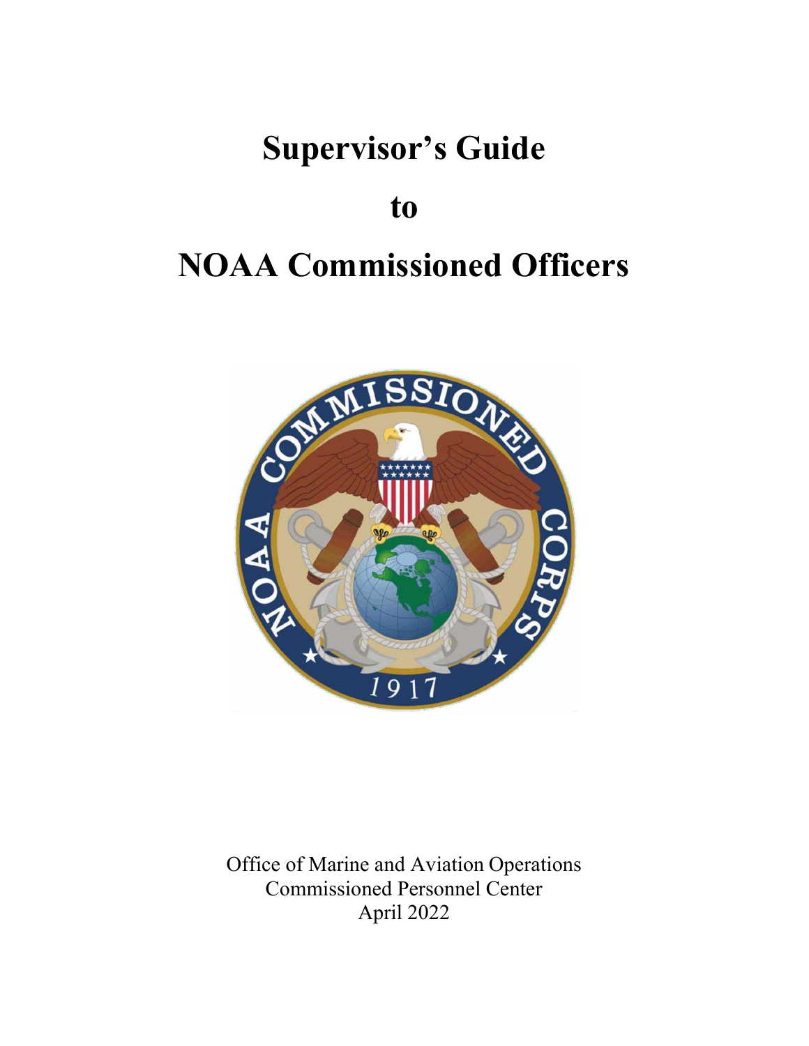# Supervisor's Guide

# to

# NOAA Commissioned Officers

Office of Marine and Aviation Operations
Commissioned Personnel Center
April 2022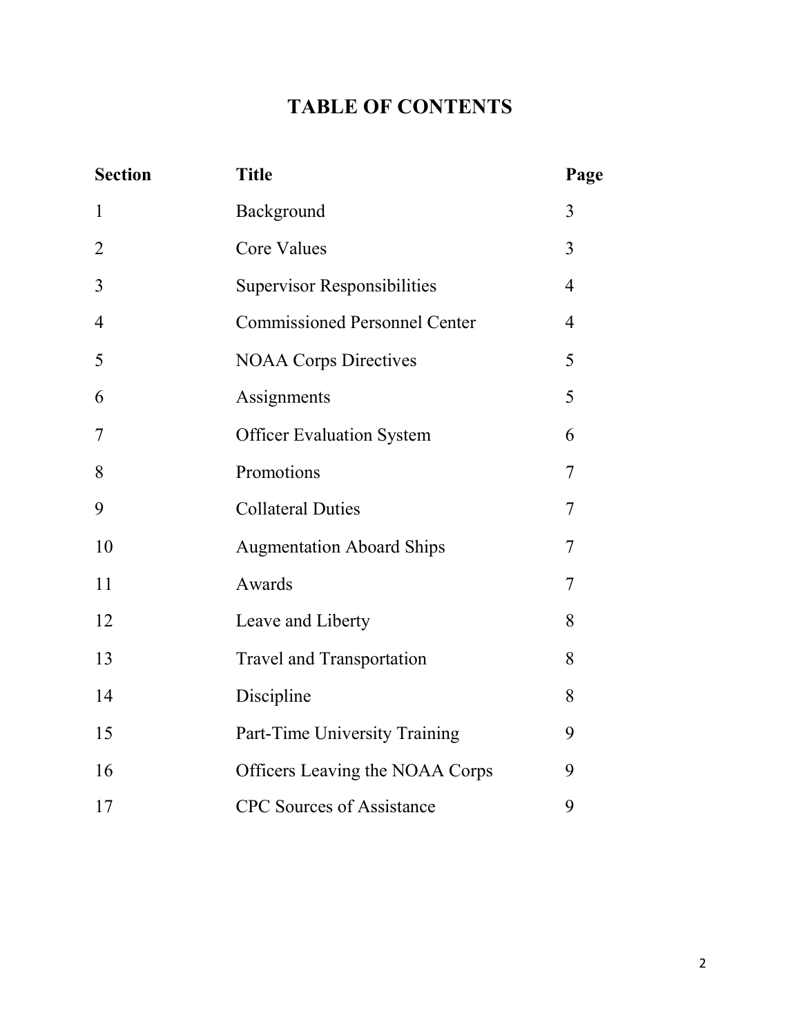# TABLE OF CONTENTS

| Section | Title | Page |
|---|---|---|
| 1 | Background | 3 |
| 2 | Core Values | 3 |
| 3 | Supervisor Responsibilities | 4 |
| 4 | Commissioned Personnel Center | 4 |
| 5 | NOAA Corps Directives | 5 |
| 6 | Assignments | 5 |
| 7 | Officer Evaluation System | 6 |
| 8 | Promotions | 7 |
| 9 | Collateral Duties | 7 |
| 10 | Augmentation Aboard Ships | 7 |
| 11 | Awards | 7 |
| 12 | Leave and Liberty | 8 |
| 13 | Travel and Transportation | 8 |
| 14 | Discipline | 8 |
| 15 | Part-Time University Training | 9 |
| 16 | Officers Leaving the NOAA Corps | 9 |
| 17 | CPC Sources of Assistance | 9 |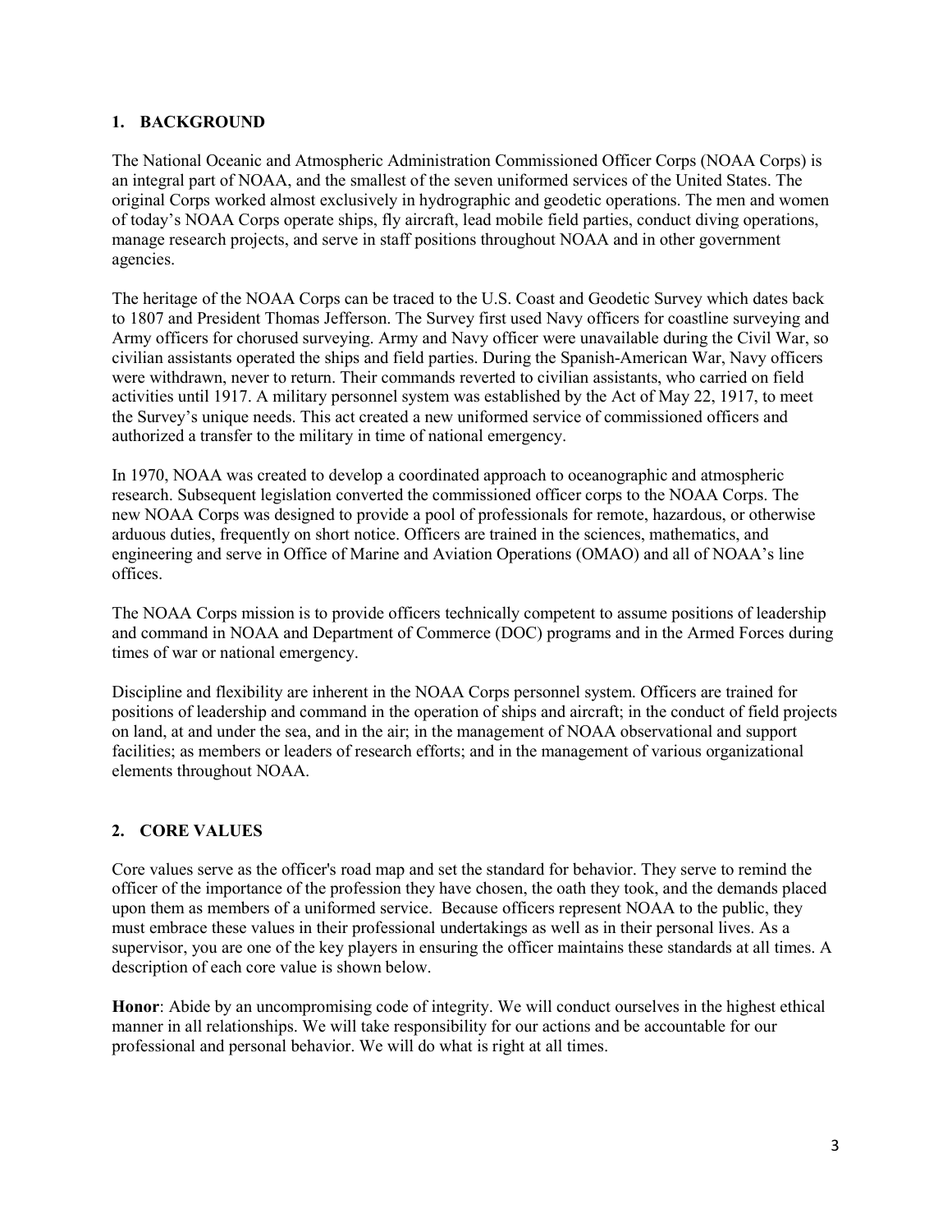## 1. BACKGROUND

The National Oceanic and Atmospheric Administration Commissioned Officer Corps (NOAA Corps) is an integral part of NOAA, and the smallest of the seven uniformed services of the United States. The original Corps worked almost exclusively in hydrographic and geodetic operations. The men and women of today's NOAA Corps operate ships, fly aircraft, lead mobile field parties, conduct diving operations, manage research projects, and serve in staff positions throughout NOAA and in other government agencies.

The heritage of the NOAA Corps can be traced to the U.S. Coast and Geodetic Survey which dates back to 1807 and President Thomas Jefferson. The Survey first used Navy officers for coastline surveying and Army officers for chorused surveying. Army and Navy officer were unavailable during the Civil War, so civilian assistants operated the ships and field parties. During the Spanish-American War, Navy officers were withdrawn, never to return. Their commands reverted to civilian assistants, who carried on field activities until 1917. A military personnel system was established by the Act of May 22, 1917, to meet the Survey's unique needs. This act created a new uniformed service of commissioned officers and authorized a transfer to the military in time of national emergency.

In 1970, NOAA was created to develop a coordinated approach to oceanographic and atmospheric research. Subsequent legislation converted the commissioned officer corps to the NOAA Corps. The new NOAA Corps was designed to provide a pool of professionals for remote, hazardous, or otherwise arduous duties, frequently on short notice. Officers are trained in the sciences, mathematics, and engineering and serve in Office of Marine and Aviation Operations (OMAO) and all of NOAA's line offices.

The NOAA Corps mission is to provide officers technically competent to assume positions of leadership and command in NOAA and Department of Commerce (DOC) programs and in the Armed Forces during times of war or national emergency.

Discipline and flexibility are inherent in the NOAA Corps personnel system. Officers are trained for positions of leadership and command in the operation of ships and aircraft; in the conduct of field projects on land, at and under the sea, and in the air; in the management of NOAA observational and support facilities; as members or leaders of research efforts; and in the management of various organizational elements throughout NOAA.

## 2. CORE VALUES

Core values serve as the officer's road map and set the standard for behavior. They serve to remind the officer of the importance of the profession they have chosen, the oath they took, and the demands placed upon them as members of a uniformed service. Because officers represent NOAA to the public, they must embrace these values in their professional undertakings as well as in their personal lives. As a supervisor, you are one of the key players in ensuring the officer maintains these standards at all times. A description of each core value is shown below.

**Honor**: Abide by an uncompromising code of integrity. We will conduct ourselves in the highest ethical manner in all relationships. We will take responsibility for our actions and be accountable for our professional and personal behavior. We will do what is right at all times.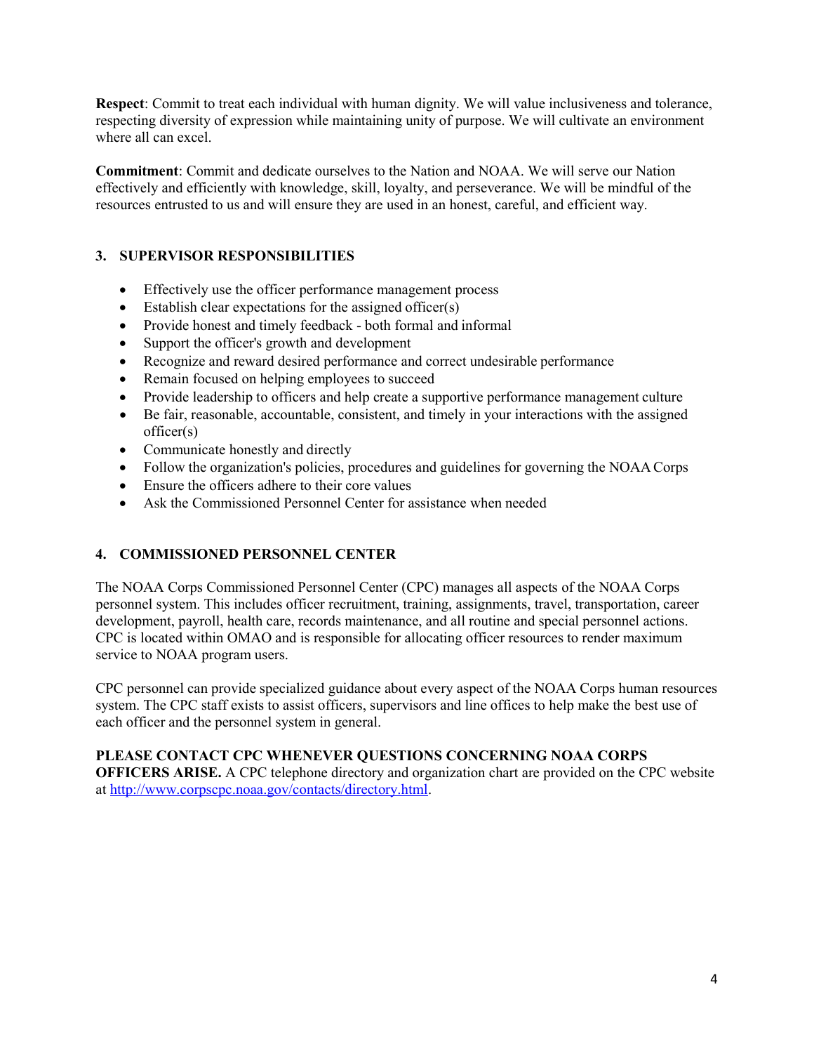**Respect**: Commit to treat each individual with human dignity. We will value inclusiveness and tolerance, respecting diversity of expression while maintaining unity of purpose. We will cultivate an environment where all can excel.

**Commitment**: Commit and dedicate ourselves to the Nation and NOAA. We will serve our Nation effectively and efficiently with knowledge, skill, loyalty, and perseverance. We will be mindful of the resources entrusted to us and will ensure they are used in an honest, careful, and efficient way.

## 3. SUPERVISOR RESPONSIBILITIES

- Effectively use the officer performance management process
- Establish clear expectations for the assigned officer(s)
- Provide honest and timely feedback - both formal and informal
- Support the officer's growth and development
- Recognize and reward desired performance and correct undesirable performance
- Remain focused on helping employees to succeed
- Provide leadership to officers and help create a supportive performance management culture
- Be fair, reasonable, accountable, consistent, and timely in your interactions with the assigned officer(s)
- Communicate honestly and directly
- Follow the organization's policies, procedures and guidelines for governing the NOAA Corps
- Ensure the officers adhere to their core values
- Ask the Commissioned Personnel Center for assistance when needed

## 4. COMMISSIONED PERSONNEL CENTER

The NOAA Corps Commissioned Personnel Center (CPC) manages all aspects of the NOAA Corps personnel system. This includes officer recruitment, training, assignments, travel, transportation, career development, payroll, health care, records maintenance, and all routine and special personnel actions. CPC is located within OMAO and is responsible for allocating officer resources to render maximum service to NOAA program users.

CPC personnel can provide specialized guidance about every aspect of the NOAA Corps human resources system. The CPC staff exists to assist officers, supervisors and line offices to help make the best use of each officer and the personnel system in general.

**PLEASE CONTACT CPC WHENEVER QUESTIONS CONCERNING NOAA CORPS OFFICERS ARISE.** A CPC telephone directory and organization chart are provided on the CPC website at [http://www.corpscpc.noaa.gov/contacts/directory.html](http://www.corpscpc.noaa.gov/contacts/directory.html).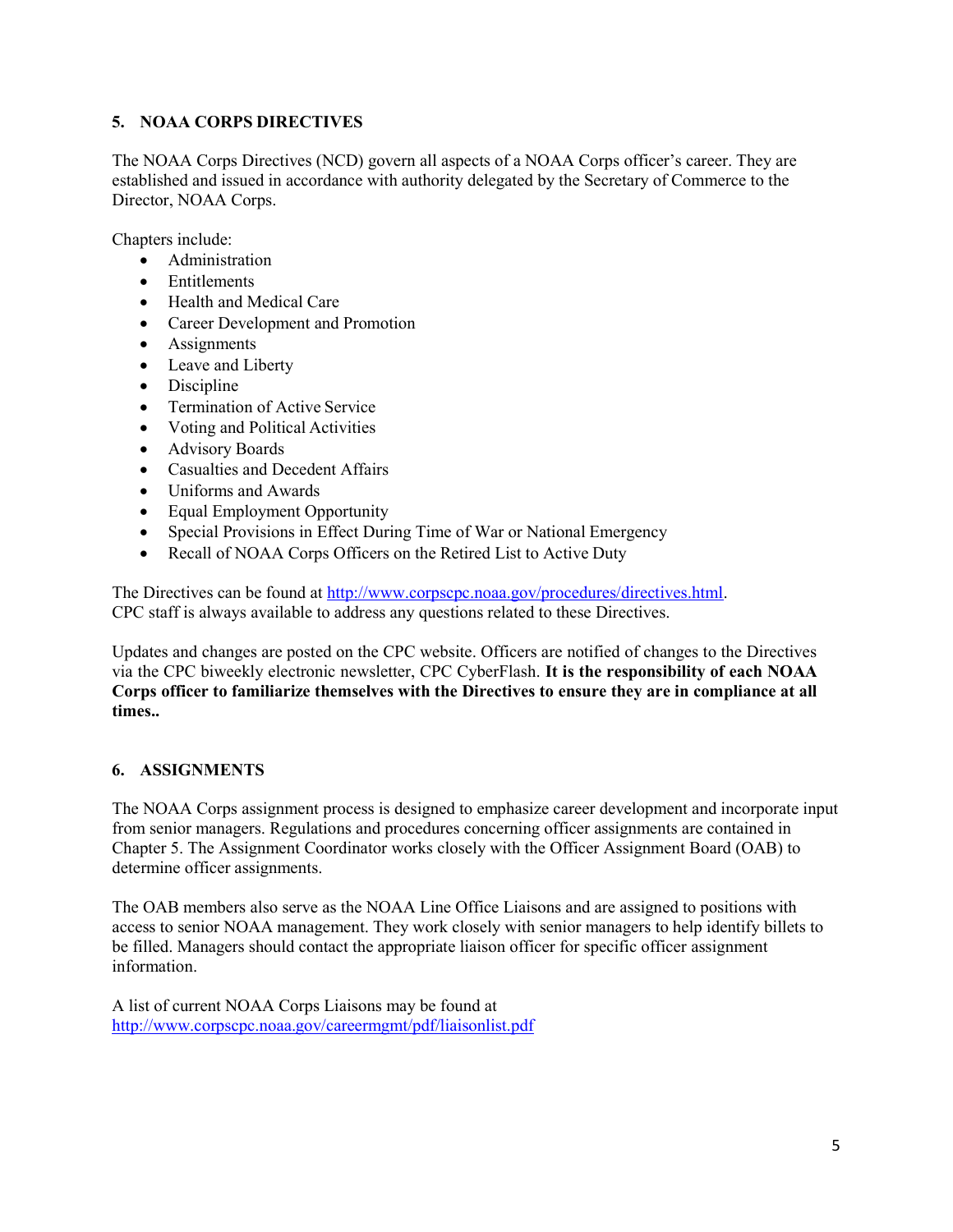## 5. NOAA CORPS DIRECTIVES

The NOAA Corps Directives (NCD) govern all aspects of a NOAA Corps officer's career. They are established and issued in accordance with authority delegated by the Secretary of Commerce to the Director, NOAA Corps.

Chapters include:

- Administration
- Entitlements
- Health and Medical Care
- Career Development and Promotion
- Assignments
- Leave and Liberty
- Discipline
- Termination of Active Service
- Voting and Political Activities
- Advisory Boards
- Casualties and Decedent Affairs
- Uniforms and Awards
- Equal Employment Opportunity
- Special Provisions in Effect During Time of War or National Emergency
- Recall of NOAA Corps Officers on the Retired List to Active Duty

The Directives can be found at http://www.corpscpc.noaa.gov/procedures/directives.html. CPC staff is always available to address any questions related to these Directives.

Updates and changes are posted on the CPC website. Officers are notified of changes to the Directives via the CPC biweekly electronic newsletter, CPC CyberFlash. **It is the responsibility of each NOAA Corps officer to familiarize themselves with the Directives to ensure they are in compliance at all times..**

## 6. ASSIGNMENTS

The NOAA Corps assignment process is designed to emphasize career development and incorporate input from senior managers. Regulations and procedures concerning officer assignments are contained in Chapter 5. The Assignment Coordinator works closely with the Officer Assignment Board (OAB) to determine officer assignments.

The OAB members also serve as the NOAA Line Office Liaisons and are assigned to positions with access to senior NOAA management. They work closely with senior managers to help identify billets to be filled. Managers should contact the appropriate liaison officer for specific officer assignment information.

A list of current NOAA Corps Liaisons may be found at http://www.corpscpc.noaa.gov/careermgmt/pdf/liaisonlist.pdf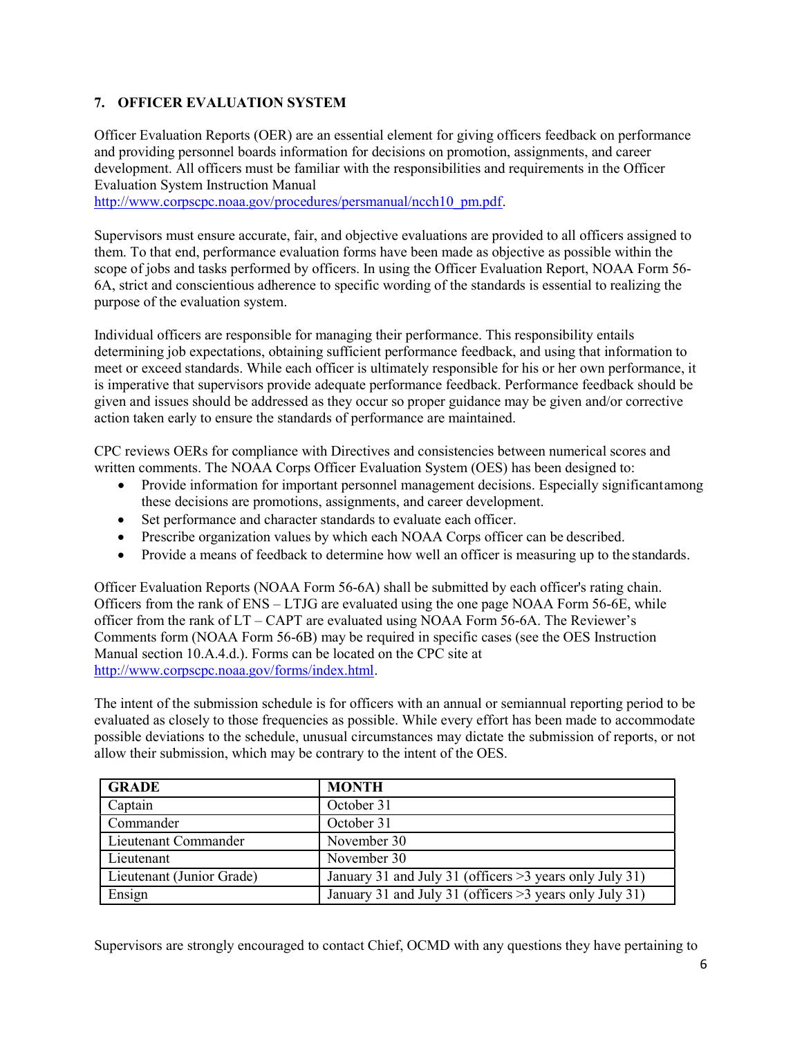## 7. OFFICER EVALUATION SYSTEM

Officer Evaluation Reports (OER) are an essential element for giving officers feedback on performance and providing personnel boards information for decisions on promotion, assignments, and career development. All officers must be familiar with the responsibilities and requirements in the Officer Evaluation System Instruction Manual http://www.corpscpc.noaa.gov/procedures/persmanual/ncch10_pm.pdf.

Supervisors must ensure accurate, fair, and objective evaluations are provided to all officers assigned to them. To that end, performance evaluation forms have been made as objective as possible within the scope of jobs and tasks performed by officers. In using the Officer Evaluation Report, NOAA Form 56-6A, strict and conscientious adherence to specific wording of the standards is essential to realizing the purpose of the evaluation system.

Individual officers are responsible for managing their performance. This responsibility entails determining job expectations, obtaining sufficient performance feedback, and using that information to meet or exceed standards. While each officer is ultimately responsible for his or her own performance, it is imperative that supervisors provide adequate performance feedback. Performance feedback should be given and issues should be addressed as they occur so proper guidance may be given and/or corrective action taken early to ensure the standards of performance are maintained.

CPC reviews OERs for compliance with Directives and consistencies between numerical scores and written comments. The NOAA Corps Officer Evaluation System (OES) has been designed to:

- Provide information for important personnel management decisions. Especially significant among these decisions are promotions, assignments, and career development.
- Set performance and character standards to evaluate each officer.
- Prescribe organization values by which each NOAA Corps officer can be described.
- Provide a means of feedback to determine how well an officer is measuring up to the standards.

Officer Evaluation Reports (NOAA Form 56-6A) shall be submitted by each officer's rating chain. Officers from the rank of ENS – LTJG are evaluated using the one page NOAA Form 56-6E, while officer from the rank of LT – CAPT are evaluated using NOAA Form 56-6A. The Reviewer's Comments form (NOAA Form 56-6B) may be required in specific cases (see the OES Instruction Manual section 10.A.4.d.). Forms can be located on the CPC site at http://www.corpscpc.noaa.gov/forms/index.html.

The intent of the submission schedule is for officers with an annual or semiannual reporting period to be evaluated as closely to those frequencies as possible. While every effort has been made to accommodate possible deviations to the schedule, unusual circumstances may dictate the submission of reports, or not allow their submission, which may be contrary to the intent of the OES.

| GRADE | MONTH |
|---|---|
| Captain | October 31 |
| Commander | October 31 |
| Lieutenant Commander | November 30 |
| Lieutenant | November 30 |
| Lieutenant (Junior Grade) | January 31 and July 31 (officers >3 years only July 31) |
| Ensign | January 31 and July 31 (officers >3 years only July 31) |

Supervisors are strongly encouraged to contact Chief, OCMD with any questions they have pertaining to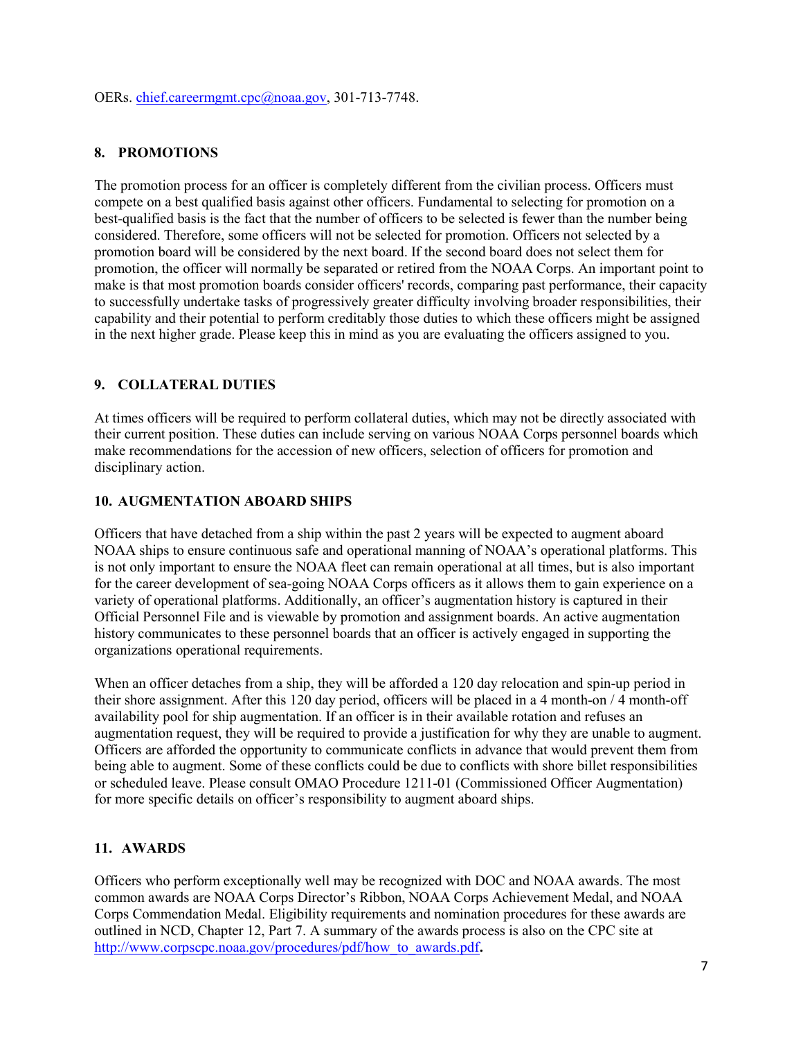OERs. chief.careermgmt.cpc@noaa.gov, 301-713-7748.

## 8. PROMOTIONS

The promotion process for an officer is completely different from the civilian process. Officers must compete on a best qualified basis against other officers. Fundamental to selecting for promotion on a best-qualified basis is the fact that the number of officers to be selected is fewer than the number being considered. Therefore, some officers will not be selected for promotion. Officers not selected by a promotion board will be considered by the next board. If the second board does not select them for promotion, the officer will normally be separated or retired from the NOAA Corps. An important point to make is that most promotion boards consider officers' records, comparing past performance, their capacity to successfully undertake tasks of progressively greater difficulty involving broader responsibilities, their capability and their potential to perform creditably those duties to which these officers might be assigned in the next higher grade. Please keep this in mind as you are evaluating the officers assigned to you.

## 9. COLLATERAL DUTIES

At times officers will be required to perform collateral duties, which may not be directly associated with their current position. These duties can include serving on various NOAA Corps personnel boards which make recommendations for the accession of new officers, selection of officers for promotion and disciplinary action.

## 10. AUGMENTATION ABOARD SHIPS

Officers that have detached from a ship within the past 2 years will be expected to augment aboard NOAA ships to ensure continuous safe and operational manning of NOAA's operational platforms. This is not only important to ensure the NOAA fleet can remain operational at all times, but is also important for the career development of sea-going NOAA Corps officers as it allows them to gain experience on a variety of operational platforms. Additionally, an officer's augmentation history is captured in their Official Personnel File and is viewable by promotion and assignment boards. An active augmentation history communicates to these personnel boards that an officer is actively engaged in supporting the organizations operational requirements.

When an officer detaches from a ship, they will be afforded a 120 day relocation and spin-up period in their shore assignment. After this 120 day period, officers will be placed in a 4 month-on / 4 month-off availability pool for ship augmentation. If an officer is in their available rotation and refuses an augmentation request, they will be required to provide a justification for why they are unable to augment. Officers are afforded the opportunity to communicate conflicts in advance that would prevent them from being able to augment. Some of these conflicts could be due to conflicts with shore billet responsibilities or scheduled leave. Please consult OMAO Procedure 1211-01 (Commissioned Officer Augmentation) for more specific details on officer's responsibility to augment aboard ships.

## 11. AWARDS

Officers who perform exceptionally well may be recognized with DOC and NOAA awards. The most common awards are NOAA Corps Director's Ribbon, NOAA Corps Achievement Medal, and NOAA Corps Commendation Medal. Eligibility requirements and nomination procedures for these awards are outlined in NCD, Chapter 12, Part 7. A summary of the awards process is also on the CPC site at http://www.corpscpc.noaa.gov/procedures/pdf/how_to_awards.pdf.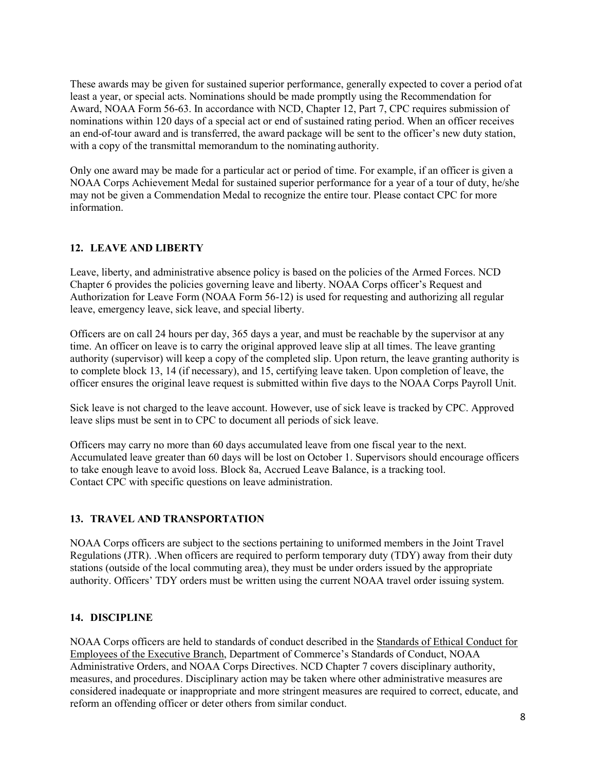These awards may be given for sustained superior performance, generally expected to cover a period of at least a year, or special acts. Nominations should be made promptly using the Recommendation for Award, NOAA Form 56-63. In accordance with NCD, Chapter 12, Part 7, CPC requires submission of nominations within 120 days of a special act or end of sustained rating period. When an officer receives an end-of-tour award and is transferred, the award package will be sent to the officer's new duty station, with a copy of the transmittal memorandum to the nominating authority.

Only one award may be made for a particular act or period of time. For example, if an officer is given a NOAA Corps Achievement Medal for sustained superior performance for a year of a tour of duty, he/she may not be given a Commendation Medal to recognize the entire tour. Please contact CPC for more information.

## 12. LEAVE AND LIBERTY

Leave, liberty, and administrative absence policy is based on the policies of the Armed Forces. NCD Chapter 6 provides the policies governing leave and liberty. NOAA Corps officer's Request and Authorization for Leave Form (NOAA Form 56-12) is used for requesting and authorizing all regular leave, emergency leave, sick leave, and special liberty.

Officers are on call 24 hours per day, 365 days a year, and must be reachable by the supervisor at any time. An officer on leave is to carry the original approved leave slip at all times. The leave granting authority (supervisor) will keep a copy of the completed slip. Upon return, the leave granting authority is to complete block 13, 14 (if necessary), and 15, certifying leave taken. Upon completion of leave, the officer ensures the original leave request is submitted within five days to the NOAA Corps Payroll Unit.

Sick leave is not charged to the leave account. However, use of sick leave is tracked by CPC. Approved leave slips must be sent in to CPC to document all periods of sick leave.

Officers may carry no more than 60 days accumulated leave from one fiscal year to the next. Accumulated leave greater than 60 days will be lost on October 1. Supervisors should encourage officers to take enough leave to avoid loss. Block 8a, Accrued Leave Balance, is a tracking tool. Contact CPC with specific questions on leave administration.

## 13. TRAVEL AND TRANSPORTATION

NOAA Corps officers are subject to the sections pertaining to uniformed members in the Joint Travel Regulations (JTR). .When officers are required to perform temporary duty (TDY) away from their duty stations (outside of the local commuting area), they must be under orders issued by the appropriate authority. Officers' TDY orders must be written using the current NOAA travel order issuing system.

## 14. DISCIPLINE

NOAA Corps officers are held to standards of conduct described in the Standards of Ethical Conduct for Employees of the Executive Branch, Department of Commerce's Standards of Conduct, NOAA Administrative Orders, and NOAA Corps Directives. NCD Chapter 7 covers disciplinary authority, measures, and procedures. Disciplinary action may be taken where other administrative measures are considered inadequate or inappropriate and more stringent measures are required to correct, educate, and reform an offending officer or deter others from similar conduct.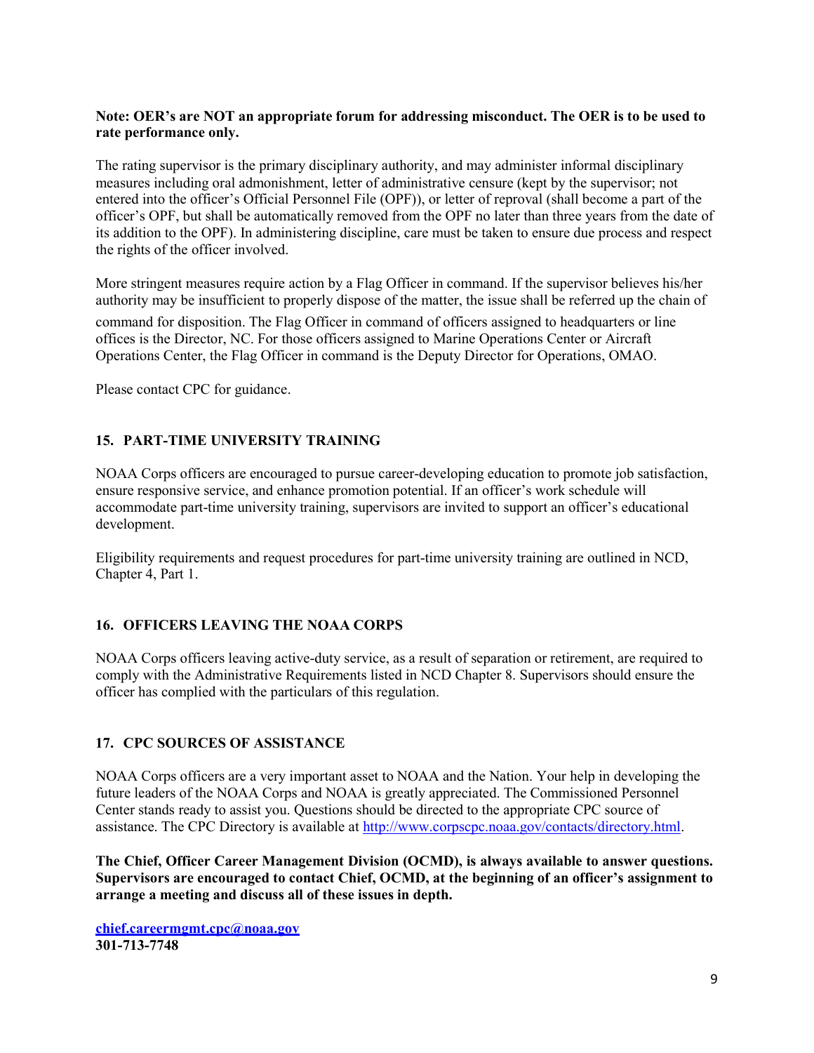**Note: OER's are NOT an appropriate forum for addressing misconduct. The OER is to be used to rate performance only.**

The rating supervisor is the primary disciplinary authority, and may administer informal disciplinary measures including oral admonishment, letter of administrative censure (kept by the supervisor; not entered into the officer's Official Personnel File (OPF)), or letter of reproval (shall become a part of the officer's OPF, but shall be automatically removed from the OPF no later than three years from the date of its addition to the OPF). In administering discipline, care must be taken to ensure due process and respect the rights of the officer involved.

More stringent measures require action by a Flag Officer in command. If the supervisor believes his/her authority may be insufficient to properly dispose of the matter, the issue shall be referred up the chain of command for disposition. The Flag Officer in command of officers assigned to headquarters or line offices is the Director, NC. For those officers assigned to Marine Operations Center or Aircraft Operations Center, the Flag Officer in command is the Deputy Director for Operations, OMAO.

Please contact CPC for guidance.

## 15. PART-TIME UNIVERSITY TRAINING

NOAA Corps officers are encouraged to pursue career-developing education to promote job satisfaction, ensure responsive service, and enhance promotion potential. If an officer's work schedule will accommodate part-time university training, supervisors are invited to support an officer's educational development.

Eligibility requirements and request procedures for part-time university training are outlined in NCD, Chapter 4, Part 1.

## 16. OFFICERS LEAVING THE NOAA CORPS

NOAA Corps officers leaving active-duty service, as a result of separation or retirement, are required to comply with the Administrative Requirements listed in NCD Chapter 8. Supervisors should ensure the officer has complied with the particulars of this regulation.

## 17. CPC SOURCES OF ASSISTANCE

NOAA Corps officers are a very important asset to NOAA and the Nation. Your help in developing the future leaders of the NOAA Corps and NOAA is greatly appreciated. The Commissioned Personnel Center stands ready to assist you. Questions should be directed to the appropriate CPC source of assistance. The CPC Directory is available at http://www.corpscpc.noaa.gov/contacts/directory.html.

**The Chief, Officer Career Management Division (OCMD), is always available to answer questions. Supervisors are encouraged to contact Chief, OCMD, at the beginning of an officer's assignment to arrange a meeting and discuss all of these issues in depth.**

**chief.careermgmt.cpc@noaa.gov**
**301-713-7748**